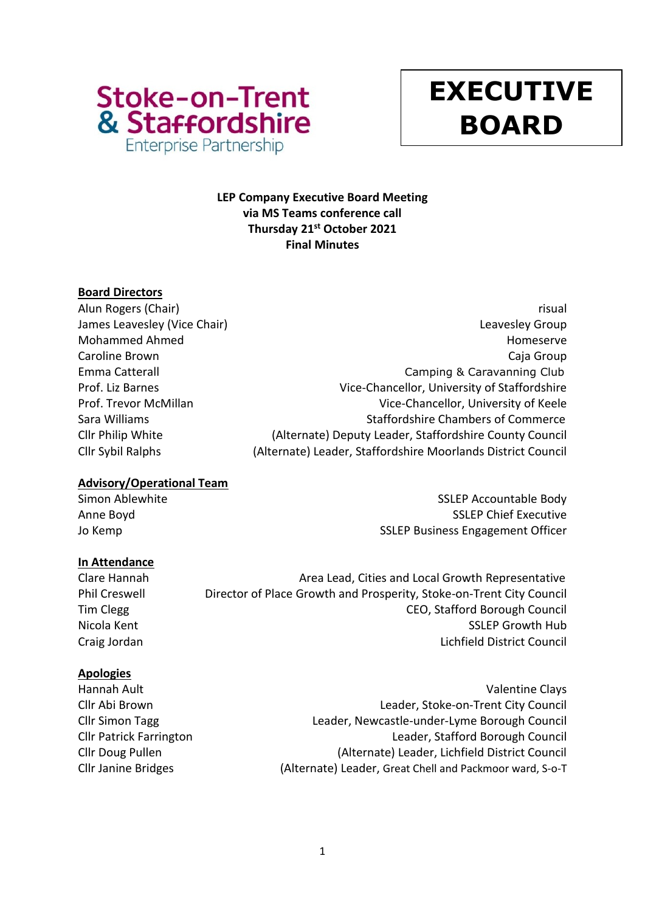**Stoke-on-Trent & Staffordshire**
Enterprise Partnership

# EXECUTIVE BOARD

**LEP Company Executive Board Meeting**
**via MS Teams conference call**
**Thursday 21st October 2021**
**Final Minutes**

**Board Directors**

| | |
|---|---|
| Alun Rogers (Chair) | risual |
| James Leavesley (Vice Chair) | Leavesley Group |
| Mohammed Ahmed | Homeserve |
| Caroline Brown | Caja Group |
| Emma Catterall | Camping & Caravanning Club |
| Prof. Liz Barnes | Vice-Chancellor, University of Staffordshire |
| Prof. Trevor McMillan | Vice-Chancellor, University of Keele |
| Sara Williams | Staffordshire Chambers of Commerce |
| Cllr Philip White | (Alternate) Deputy Leader, Staffordshire County Council |
| Cllr Sybil Ralphs | (Alternate) Leader, Staffordshire Moorlands District Council |

**Advisory/Operational Team**

| | |
|---|---|
| Simon Ablewhite | SSLEP Accountable Body |
| Anne Boyd | SSLEP Chief Executive |
| Jo Kemp | SSLEP Business Engagement Officer |

**In Attendance**

| | |
|---|---|
| Clare Hannah | Area Lead, Cities and Local Growth Representative |
| Phil Creswell | Director of Place Growth and Prosperity, Stoke-on-Trent City Council |
| Tim Clegg | CEO, Stafford Borough Council |
| Nicola Kent | SSLEP Growth Hub |
| Craig Jordan | Lichfield District Council |

**Apologies**

| | |
|---|---|
| Hannah Ault | Valentine Clays |
| Cllr Abi Brown | Leader, Stoke-on-Trent City Council |
| Cllr Simon Tagg | Leader, Newcastle-under-Lyme Borough Council |
| Cllr Patrick Farrington | Leader, Stafford Borough Council |
| Cllr Doug Pullen | (Alternate) Leader, Lichfield District Council |
| Cllr Janine Bridges | (Alternate) Leader, Great Chell and Packmoor ward, S-o-T |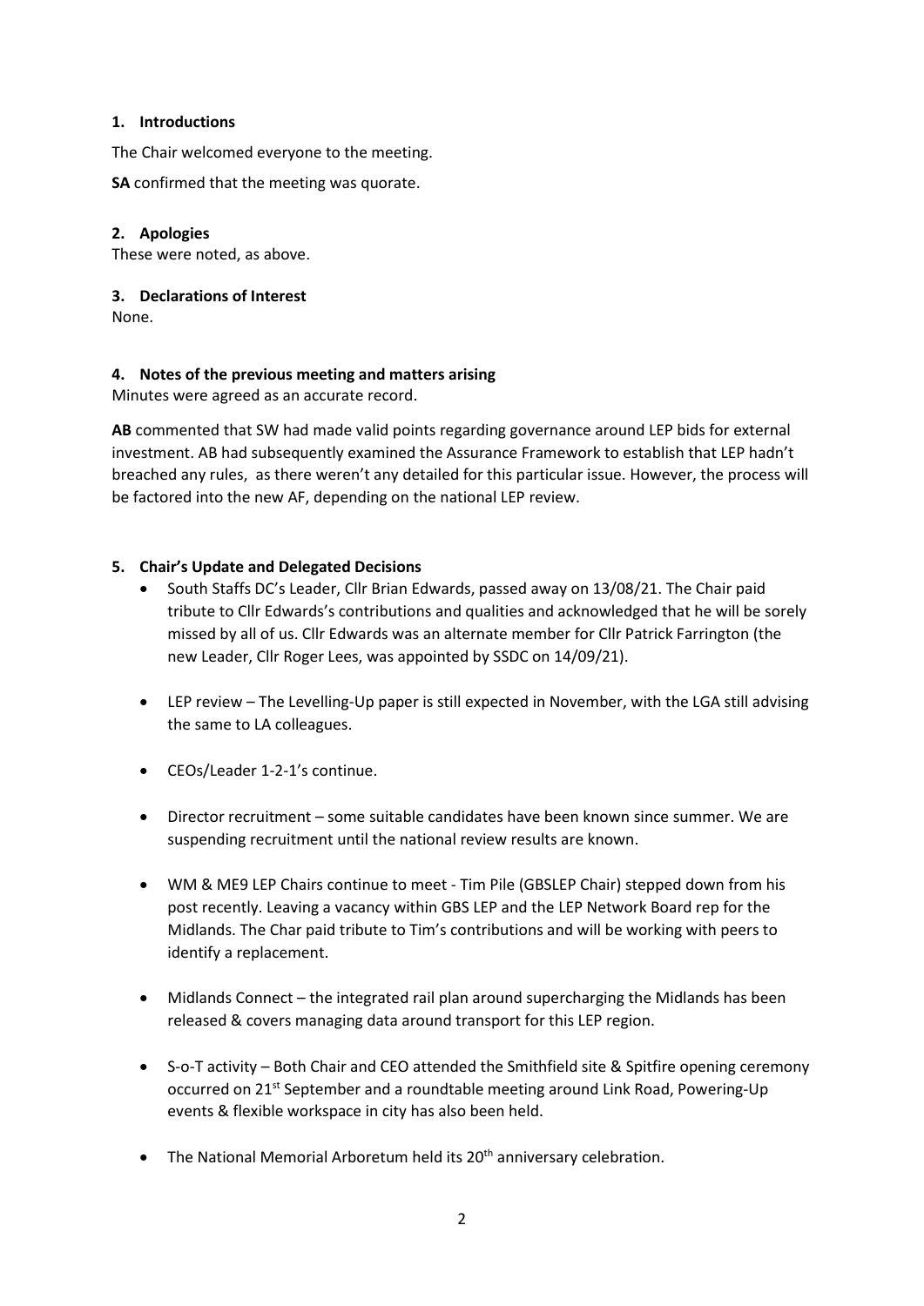## 1. Introductions

The Chair welcomed everyone to the meeting.

**SA** confirmed that the meeting was quorate.

## 2. Apologies

These were noted, as above.

## 3. Declarations of Interest

None.

## 4. Notes of the previous meeting and matters arising

Minutes were agreed as an accurate record.

**AB** commented that SW had made valid points regarding governance around LEP bids for external investment. AB had subsequently examined the Assurance Framework to establish that LEP hadn't breached any rules, as there weren't any detailed for this particular issue. However, the process will be factored into the new AF, depending on the national LEP review.

## 5. Chair's Update and Delegated Decisions

- South Staffs DC's Leader, Cllr Brian Edwards, passed away on 13/08/21. The Chair paid tribute to Cllr Edwards's contributions and qualities and acknowledged that he will be sorely missed by all of us. Cllr Edwards was an alternate member for Cllr Patrick Farrington (the new Leader, Cllr Roger Lees, was appointed by SSDC on 14/09/21).
- LEP review – The Levelling-Up paper is still expected in November, with the LGA still advising the same to LA colleagues.
- CEOs/Leader 1-2-1's continue.
- Director recruitment – some suitable candidates have been known since summer. We are suspending recruitment until the national review results are known.
- WM & ME9 LEP Chairs continue to meet - Tim Pile (GBSLEP Chair) stepped down from his post recently. Leaving a vacancy within GBS LEP and the LEP Network Board rep for the Midlands. The Char paid tribute to Tim's contributions and will be working with peers to identify a replacement.
- Midlands Connect – the integrated rail plan around supercharging the Midlands has been released & covers managing data around transport for this LEP region.
- S-o-T activity – Both Chair and CEO attended the Smithfield site & Spitfire opening ceremony occurred on 21st September and a roundtable meeting around Link Road, Powering-Up events & flexible workspace in city has also been held.
- The National Memorial Arboretum held its 20th anniversary celebration.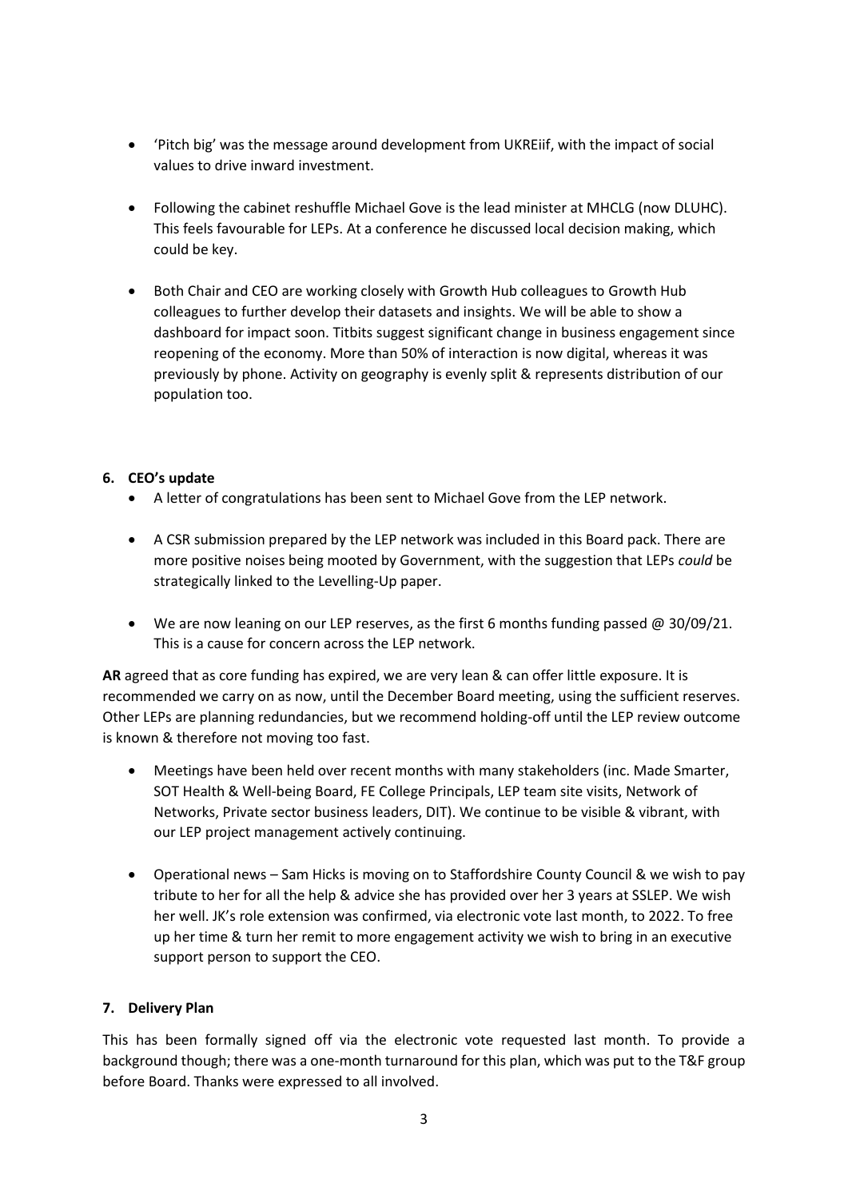- 'Pitch big' was the message around development from UKREiif, with the impact of social values to drive inward investment.

- Following the cabinet reshuffle Michael Gove is the lead minister at MHCLG (now DLUHC). This feels favourable for LEPs. At a conference he discussed local decision making, which could be key.

- Both Chair and CEO are working closely with Growth Hub colleagues to Growth Hub colleagues to further develop their datasets and insights. We will be able to show a dashboard for impact soon. Titbits suggest significant change in business engagement since reopening of the economy. More than 50% of interaction is now digital, whereas it was previously by phone. Activity on geography is evenly split & represents distribution of our population too.

### 6. CEO's update

- A letter of congratulations has been sent to Michael Gove from the LEP network.

- A CSR submission prepared by the LEP network was included in this Board pack. There are more positive noises being mooted by Government, with the suggestion that LEPs *could* be strategically linked to the Levelling-Up paper.

- We are now leaning on our LEP reserves, as the first 6 months funding passed @ 30/09/21. This is a cause for concern across the LEP network.

**AR** agreed that as core funding has expired, we are very lean & can offer little exposure. It is recommended we carry on as now, until the December Board meeting, using the sufficient reserves. Other LEPs are planning redundancies, but we recommend holding-off until the LEP review outcome is known & therefore not moving too fast.

- Meetings have been held over recent months with many stakeholders (inc. Made Smarter, SOT Health & Well-being Board, FE College Principals, LEP team site visits, Network of Networks, Private sector business leaders, DIT). We continue to be visible & vibrant, with our LEP project management actively continuing.

- Operational news – Sam Hicks is moving on to Staffordshire County Council & we wish to pay tribute to her for all the help & advice she has provided over her 3 years at SSLEP. We wish her well. JK's role extension was confirmed, via electronic vote last month, to 2022. To free up her time & turn her remit to more engagement activity we wish to bring in an executive support person to support the CEO.

### 7. Delivery Plan

This has been formally signed off via the electronic vote requested last month. To provide a background though; there was a one-month turnaround for this plan, which was put to the T&F group before Board. Thanks were expressed to all involved.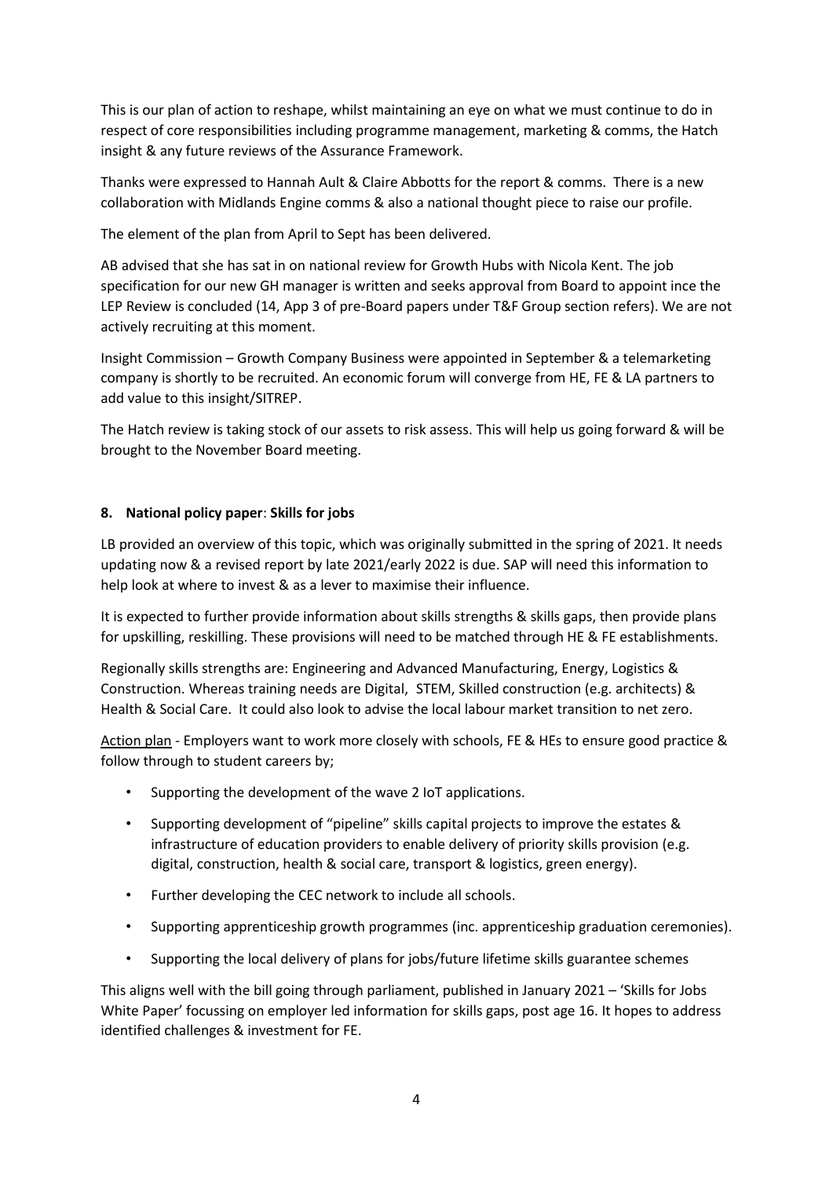This is our plan of action to reshape, whilst maintaining an eye on what we must continue to do in respect of core responsibilities including programme management, marketing & comms, the Hatch insight & any future reviews of the Assurance Framework.

Thanks were expressed to Hannah Ault & Claire Abbotts for the report & comms. There is a new collaboration with Midlands Engine comms & also a national thought piece to raise our profile.

The element of the plan from April to Sept has been delivered.

AB advised that she has sat in on national review for Growth Hubs with Nicola Kent. The job specification for our new GH manager is written and seeks approval from Board to appoint ince the LEP Review is concluded (14, App 3 of pre-Board papers under T&F Group section refers). We are not actively recruiting at this moment.

Insight Commission – Growth Company Business were appointed in September & a telemarketing company is shortly to be recruited. An economic forum will converge from HE, FE & LA partners to add value to this insight/SITREP.

The Hatch review is taking stock of our assets to risk assess. This will help us going forward & will be brought to the November Board meeting.

**8. National policy paper**: **Skills for jobs**

LB provided an overview of this topic, which was originally submitted in the spring of 2021. It needs updating now & a revised report by late 2021/early 2022 is due. SAP will need this information to help look at where to invest & as a lever to maximise their influence.

It is expected to further provide information about skills strengths & skills gaps, then provide plans for upskilling, reskilling. These provisions will need to be matched through HE & FE establishments.

Regionally skills strengths are: Engineering and Advanced Manufacturing, Energy, Logistics & Construction. Whereas training needs are Digital, STEM, Skilled construction (e.g. architects) & Health & Social Care. It could also look to advise the local labour market transition to net zero.

<u>Action plan</u> - Employers want to work more closely with schools, FE & HEs to ensure good practice & follow through to student careers by;

- Supporting the development of the wave 2 IoT applications.
- Supporting development of "pipeline" skills capital projects to improve the estates & infrastructure of education providers to enable delivery of priority skills provision (e.g. digital, construction, health & social care, transport & logistics, green energy).
- Further developing the CEC network to include all schools.
- Supporting apprenticeship growth programmes (inc. apprenticeship graduation ceremonies).
- Supporting the local delivery of plans for jobs/future lifetime skills guarantee schemes

This aligns well with the bill going through parliament, published in January 2021 – 'Skills for Jobs White Paper' focussing on employer led information for skills gaps, post age 16. It hopes to address identified challenges & investment for FE.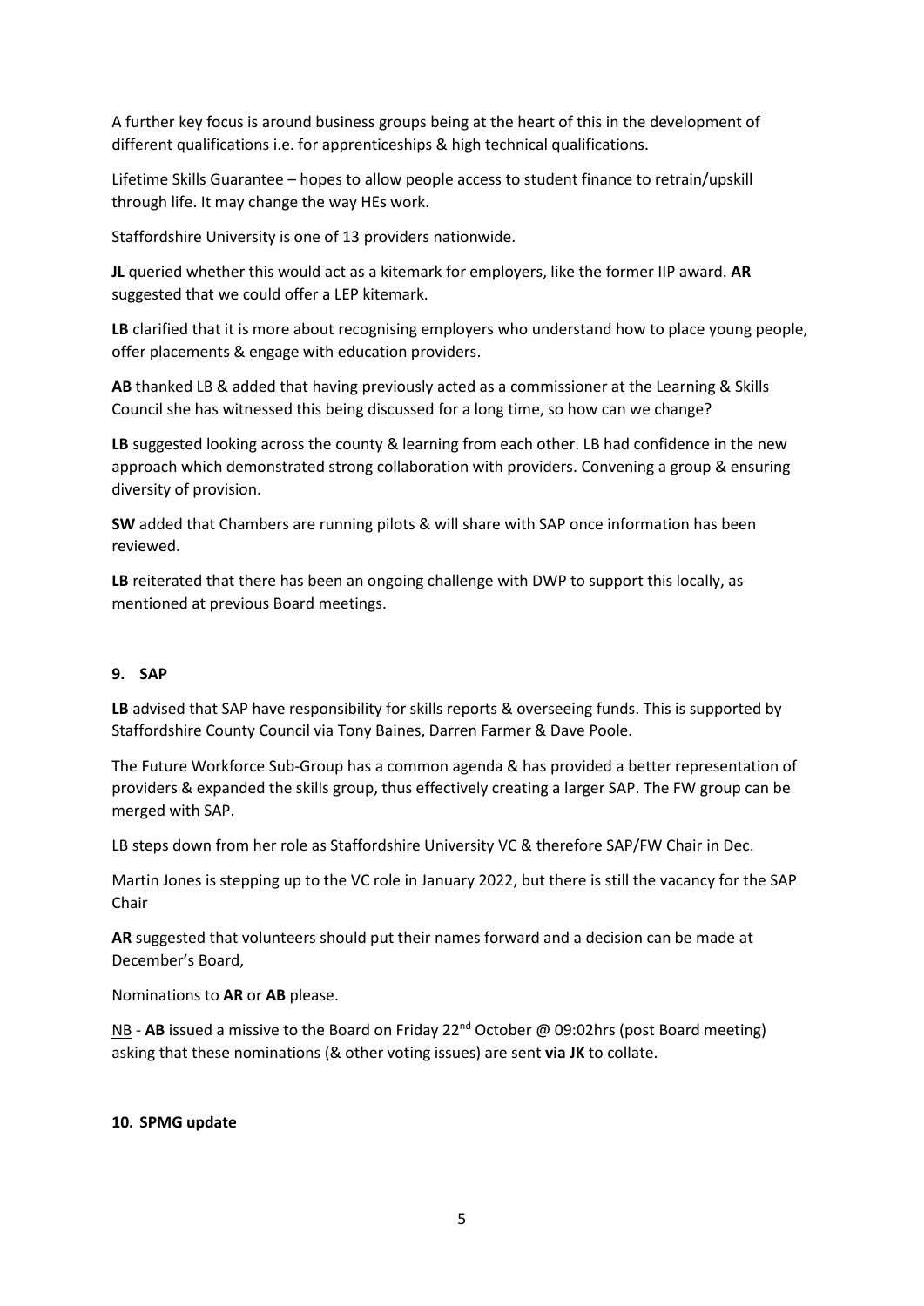A further key focus is around business groups being at the heart of this in the development of different qualifications i.e. for apprenticeships & high technical qualifications.

Lifetime Skills Guarantee – hopes to allow people access to student finance to retrain/upskill through life. It may change the way HEs work.

Staffordshire University is one of 13 providers nationwide.

**JL** queried whether this would act as a kitemark for employers, like the former IIP award. **AR** suggested that we could offer a LEP kitemark.

**LB** clarified that it is more about recognising employers who understand how to place young people, offer placements & engage with education providers.

**AB** thanked LB & added that having previously acted as a commissioner at the Learning & Skills Council she has witnessed this being discussed for a long time, so how can we change?

**LB** suggested looking across the county & learning from each other. LB had confidence in the new approach which demonstrated strong collaboration with providers. Convening a group & ensuring diversity of provision.

**SW** added that Chambers are running pilots & will share with SAP once information has been reviewed.

**LB** reiterated that there has been an ongoing challenge with DWP to support this locally, as mentioned at previous Board meetings.

## 9. SAP

**LB** advised that SAP have responsibility for skills reports & overseeing funds. This is supported by Staffordshire County Council via Tony Baines, Darren Farmer & Dave Poole.

The Future Workforce Sub-Group has a common agenda & has provided a better representation of providers & expanded the skills group, thus effectively creating a larger SAP. The FW group can be merged with SAP.

LB steps down from her role as Staffordshire University VC & therefore SAP/FW Chair in Dec.

Martin Jones is stepping up to the VC role in January 2022, but there is still the vacancy for the SAP Chair

**AR** suggested that volunteers should put their names forward and a decision can be made at December's Board,

Nominations to **AR** or **AB** please.

<u>NB</u> - **AB** issued a missive to the Board on Friday 22nd October @ 09:02hrs (post Board meeting) asking that these nominations (& other voting issues) are sent **via JK** to collate.

## 10. SPMG update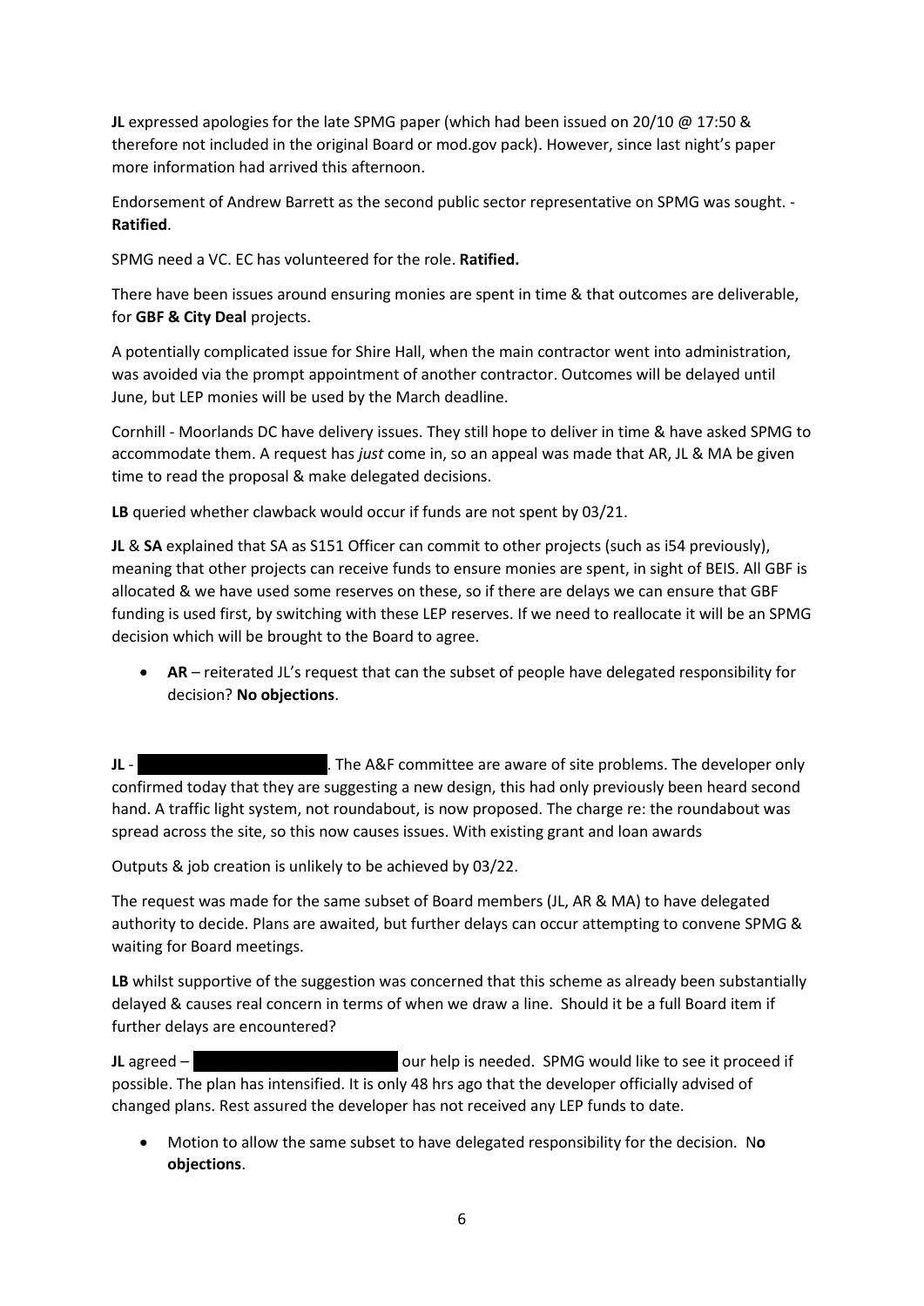**JL** expressed apologies for the late SPMG paper (which had been issued on 20/10 @ 17:50 & therefore not included in the original Board or mod.gov pack). However, since last night's paper more information had arrived this afternoon.

Endorsement of Andrew Barrett as the second public sector representative on SPMG was sought. - **Ratified**.

SPMG need a VC. EC has volunteered for the role. **Ratified.**

There have been issues around ensuring monies are spent in time & that outcomes are deliverable, for **GBF & City Deal** projects.

A potentially complicated issue for Shire Hall, when the main contractor went into administration, was avoided via the prompt appointment of another contractor. Outcomes will be delayed until June, but LEP monies will be used by the March deadline.

Cornhill - Moorlands DC have delivery issues. They still hope to deliver in time & have asked SPMG to accommodate them. A request has *just* come in, so an appeal was made that AR, JL & MA be given time to read the proposal & make delegated decisions.

**LB** queried whether clawback would occur if funds are not spent by 03/21.

**JL** & **SA** explained that SA as S151 Officer can commit to other projects (such as i54 previously), meaning that other projects can receive funds to ensure monies are spent, in sight of BEIS. All GBF is allocated & we have used some reserves on these, so if there are delays we can ensure that GBF funding is used first, by switching with these LEP reserves. If we need to reallocate it will be an SPMG decision which will be brought to the Board to agree.

- **AR** – reiterated JL's request that can the subset of people have delegated responsibility for decision? **No objections**.

**JL** - [REDACTED]. The A&F committee are aware of site problems. The developer only confirmed today that they are suggesting a new design, this had only previously been heard second hand. A traffic light system, not roundabout, is now proposed. The charge re: the roundabout was spread across the site, so this now causes issues. With existing grant and loan awards

Outputs & job creation is unlikely to be achieved by 03/22.

The request was made for the same subset of Board members (JL, AR & MA) to have delegated authority to decide. Plans are awaited, but further delays can occur attempting to convene SPMG & waiting for Board meetings.

**LB** whilst supportive of the suggestion was concerned that this scheme as already been substantially delayed & causes real concern in terms of when we draw a line. Should it be a full Board item if further delays are encountered?

**JL** agreed – [REDACTED] our help is needed. SPMG would like to see it proceed if possible. The plan has intensified. It is only 48 hrs ago that the developer officially advised of changed plans. Rest assured the developer has not received any LEP funds to date.

- Motion to allow the same subset to have delegated responsibility for the decision. N**o objections**.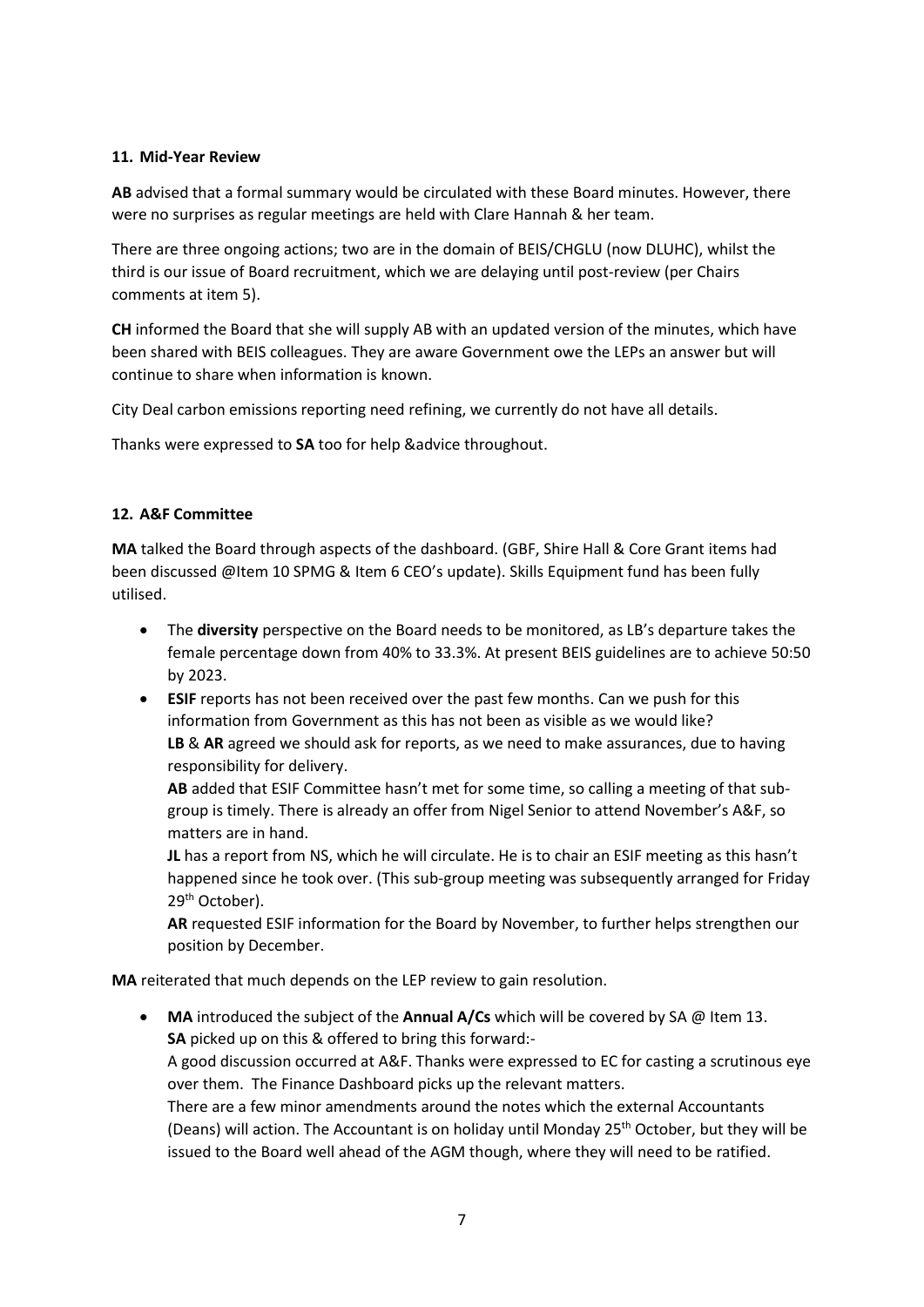#### 11. Mid-Year Review

**AB** advised that a formal summary would be circulated with these Board minutes. However, there were no surprises as regular meetings are held with Clare Hannah & her team.

There are three ongoing actions; two are in the domain of BEIS/CHGLU (now DLUHC), whilst the third is our issue of Board recruitment, which we are delaying until post-review (per Chairs comments at item 5).

**CH** informed the Board that she will supply AB with an updated version of the minutes, which have been shared with BEIS colleagues. They are aware Government owe the LEPs an answer but will continue to share when information is known.

City Deal carbon emissions reporting need refining, we currently do not have all details.

Thanks were expressed to **SA** too for help &advice throughout.

#### 12. A&F Committee

**MA** talked the Board through aspects of the dashboard. (GBF, Shire Hall & Core Grant items had been discussed @Item 10 SPMG & Item 6 CEO's update). Skills Equipment fund has been fully utilised.

- The **diversity** perspective on the Board needs to be monitored, as LB's departure takes the female percentage down from 40% to 33.3%. At present BEIS guidelines are to achieve 50:50 by 2023.
- **ESIF** reports has not been received over the past few months. Can we push for this information from Government as this has not been as visible as we would like?
  **LB** & **AR** agreed we should ask for reports, as we need to make assurances, due to having responsibility for delivery.
  **AB** added that ESIF Committee hasn't met for some time, so calling a meeting of that sub-group is timely. There is already an offer from Nigel Senior to attend November's A&F, so matters are in hand.
  **JL** has a report from NS, which he will circulate. He is to chair an ESIF meeting as this hasn't happened since he took over. (This sub-group meeting was subsequently arranged for Friday 29th October).
  **AR** requested ESIF information for the Board by November, to further helps strengthen our position by December.

**MA** reiterated that much depends on the LEP review to gain resolution.

- **MA** introduced the subject of the **Annual A/Cs** which will be covered by SA @ Item 13.
  **SA** picked up on this & offered to bring this forward:-
  A good discussion occurred at A&F. Thanks were expressed to EC for casting a scrutinous eye over them. The Finance Dashboard picks up the relevant matters.
  There are a few minor amendments around the notes which the external Accountants (Deans) will action. The Accountant is on holiday until Monday 25th October, but they will be issued to the Board well ahead of the AGM though, where they will need to be ratified.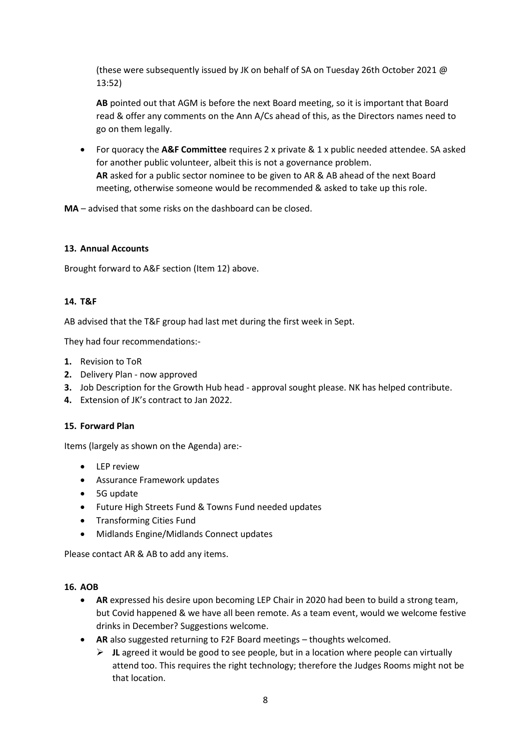(these were subsequently issued by JK on behalf of SA on Tuesday 26th October 2021 @ 13:52)

**AB** pointed out that AGM is before the next Board meeting, so it is important that Board read & offer any comments on the Ann A/Cs ahead of this, as the Directors names need to go on them legally.

- For quoracy the **A&F Committee** requires 2 x private & 1 x public needed attendee. SA asked for another public volunteer, albeit this is not a governance problem.
  **AR** asked for a public sector nominee to be given to AR & AB ahead of the next Board meeting, otherwise someone would be recommended & asked to take up this role.

**MA** – advised that some risks on the dashboard can be closed.

**13. Annual Accounts**

Brought forward to A&F section (Item 12) above.

**14. T&F**

AB advised that the T&F group had last met during the first week in Sept.

They had four recommendations:-

1. Revision to ToR
2. Delivery Plan - now approved
3. Job Description for the Growth Hub head - approval sought please. NK has helped contribute.
4. Extension of JK's contract to Jan 2022.

**15. Forward Plan**

Items (largely as shown on the Agenda) are:-

- LEP review
- Assurance Framework updates
- 5G update
- Future High Streets Fund & Towns Fund needed updates
- Transforming Cities Fund
- Midlands Engine/Midlands Connect updates

Please contact AR & AB to add any items.

**16. AOB**

- **AR** expressed his desire upon becoming LEP Chair in 2020 had been to build a strong team, but Covid happened & we have all been remote. As a team event, would we welcome festive drinks in December? Suggestions welcome.
- **AR** also suggested returning to F2F Board meetings – thoughts welcomed.
  - **JL** agreed it would be good to see people, but in a location where people can virtually attend too. This requires the right technology; therefore the Judges Rooms might not be that location.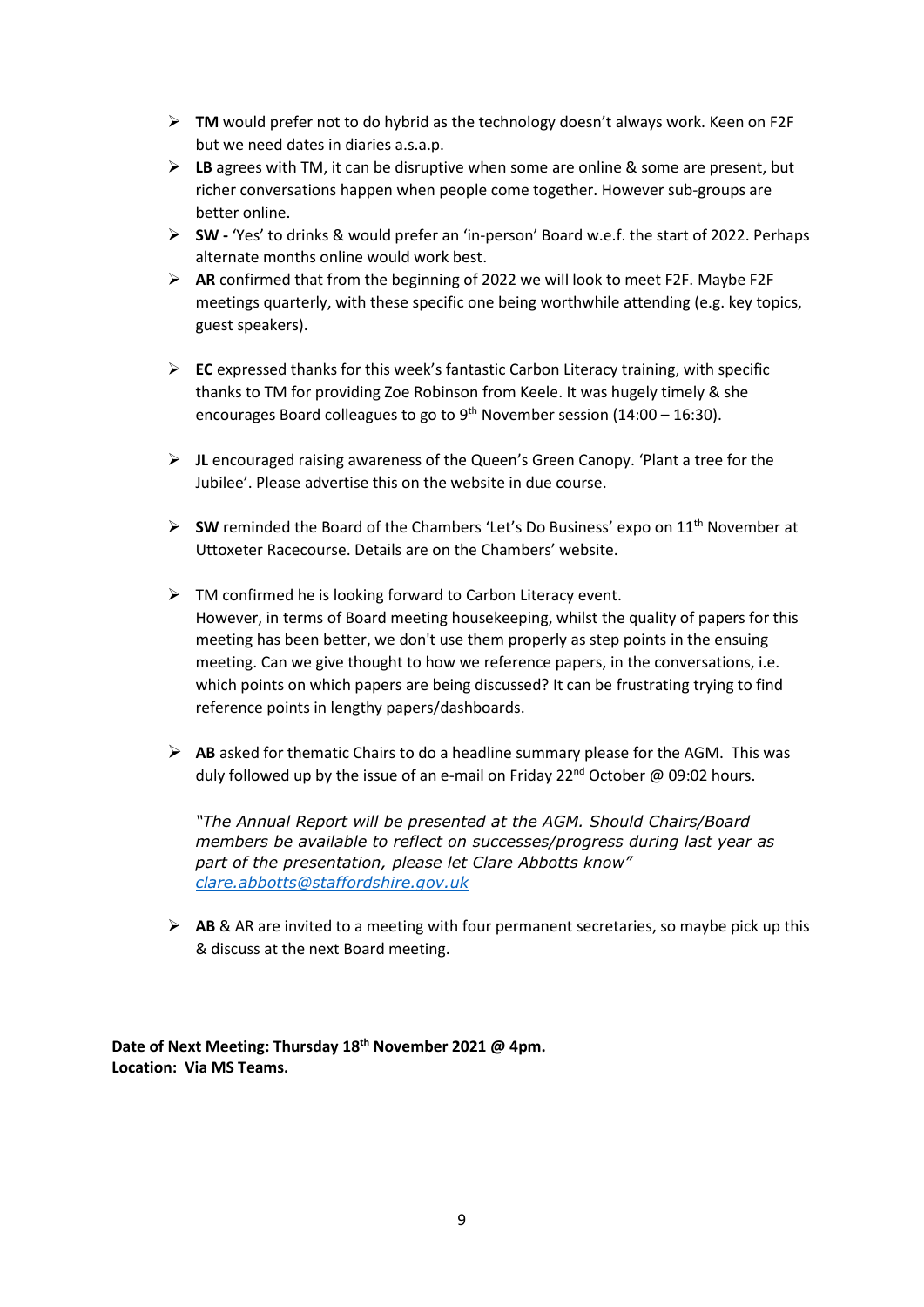- **TM** would prefer not to do hybrid as the technology doesn't always work. Keen on F2F but we need dates in diaries a.s.a.p.
- **LB** agrees with TM, it can be disruptive when some are online & some are present, but richer conversations happen when people come together. However sub-groups are better online.
- **SW -** 'Yes' to drinks & would prefer an 'in-person' Board w.e.f. the start of 2022. Perhaps alternate months online would work best.
- **AR** confirmed that from the beginning of 2022 we will look to meet F2F. Maybe F2F meetings quarterly, with these specific one being worthwhile attending (e.g. key topics, guest speakers).

- **EC** expressed thanks for this week's fantastic Carbon Literacy training, with specific thanks to TM for providing Zoe Robinson from Keele. It was hugely timely & she encourages Board colleagues to go to 9th November session (14:00 – 16:30).

- **JL** encouraged raising awareness of the Queen's Green Canopy. 'Plant a tree for the Jubilee'. Please advertise this on the website in due course.

- **SW** reminded the Board of the Chambers 'Let's Do Business' expo on 11th November at Uttoxeter Racecourse. Details are on the Chambers' website.

- TM confirmed he is looking forward to Carbon Literacy event.
  However, in terms of Board meeting housekeeping, whilst the quality of papers for this meeting has been better, we don't use them properly as step points in the ensuing meeting. Can we give thought to how we reference papers, in the conversations, i.e. which points on which papers are being discussed? It can be frustrating trying to find reference points in lengthy papers/dashboards.

- **AB** asked for thematic Chairs to do a headline summary please for the AGM. This was duly followed up by the issue of an e-mail on Friday 22nd October @ 09:02 hours.

  *"The Annual Report will be presented at the AGM. Should Chairs/Board members be available to reflect on successes/progress during last year as part of the presentation, please let Clare Abbotts know"*
  *clare.abbotts@staffordshire.gov.uk*

- **AB** & AR are invited to a meeting with four permanent secretaries, so maybe pick up this & discuss at the next Board meeting.

**Date of Next Meeting: Thursday 18th November 2021 @ 4pm.**
**Location: Via MS Teams.**